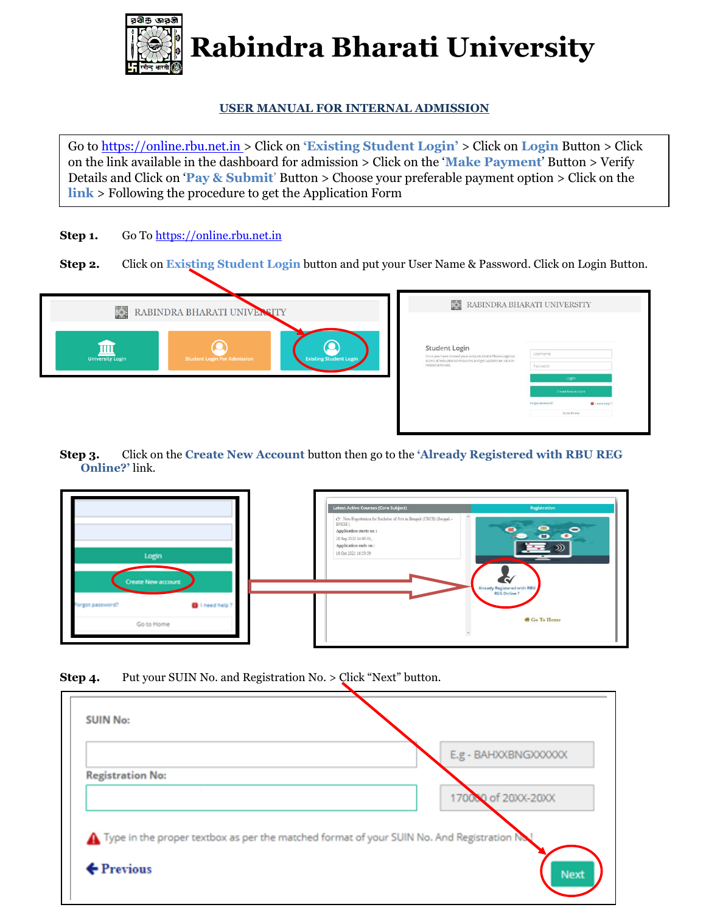# Rabindra Bharati University

## USER MANUAL FOR INTERNAL ADMISSION

Go to https://online.rbu.net.in > Click on **'Existing Student Login'** > Click on **Login** Button > Click on the link available in the dashboard for admission > Click on the '**Make Payment**' Button > Verify Details and Click on '**Pay & Submit**' Button > Choose your preferable payment option > Click on the **link** > Following the procedure to get the Application Form

**Step 1.** Go To https://online.rbu.net.in

**Step 2.** Click on **Existing Student Login** button and put your User Name & Password. Click on Login Button.

**Step 3.** Click on the **Create New Account** button then go to the **'Already Registered with RBU REG Online?'** link.

**Step 4.** Put your SUIN No. and Registration No. > Click "Next" button.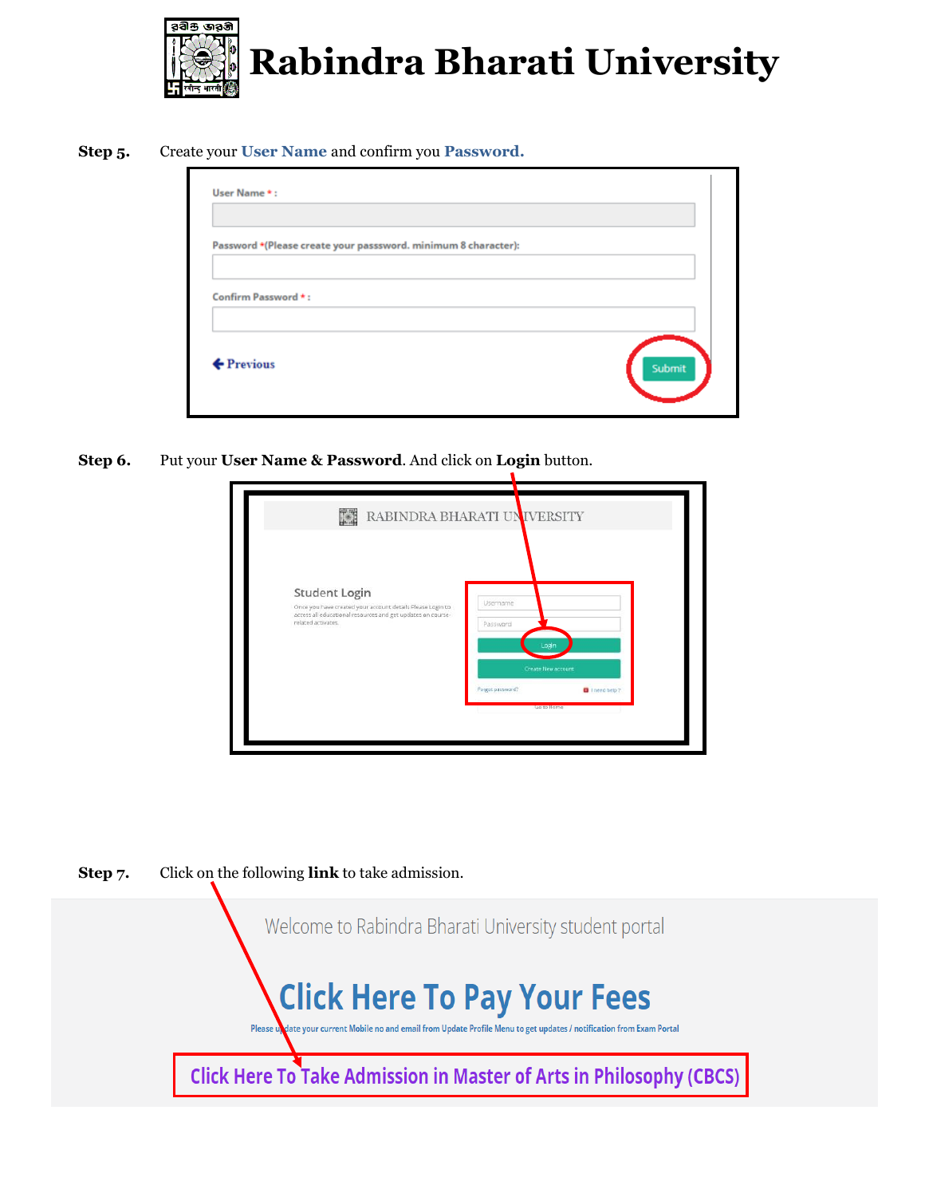# Rabindra Bharati University

**Step 5.** Create your **User Name** and confirm you **Password.**

User Name * :

Password *(Please create your passsword. minimum 8 character):

Confirm Password * :

Previous

Submit

**Step 6.** Put your **User Name & Password**. And click on **Login** button.

RABINDRA BHARATI UNIVERSITY

Student Login

Once you have created your account details Please Login to access all educational resources and get updates on course-related activates.

Username

Password

Login

Create New account

Forgot password?

I need help ?

Go to Home

**Step 7.** Click on the following **link** to take admission.

Welcome to Rabindra Bharati University student portal

**Click Here To Pay Your Fees**

Please update your current Mobile no and email from Update Profile Menu to get updates / notification from Exam Portal

**Click Here To Take Admission in Master of Arts in Philosophy (CBCS)**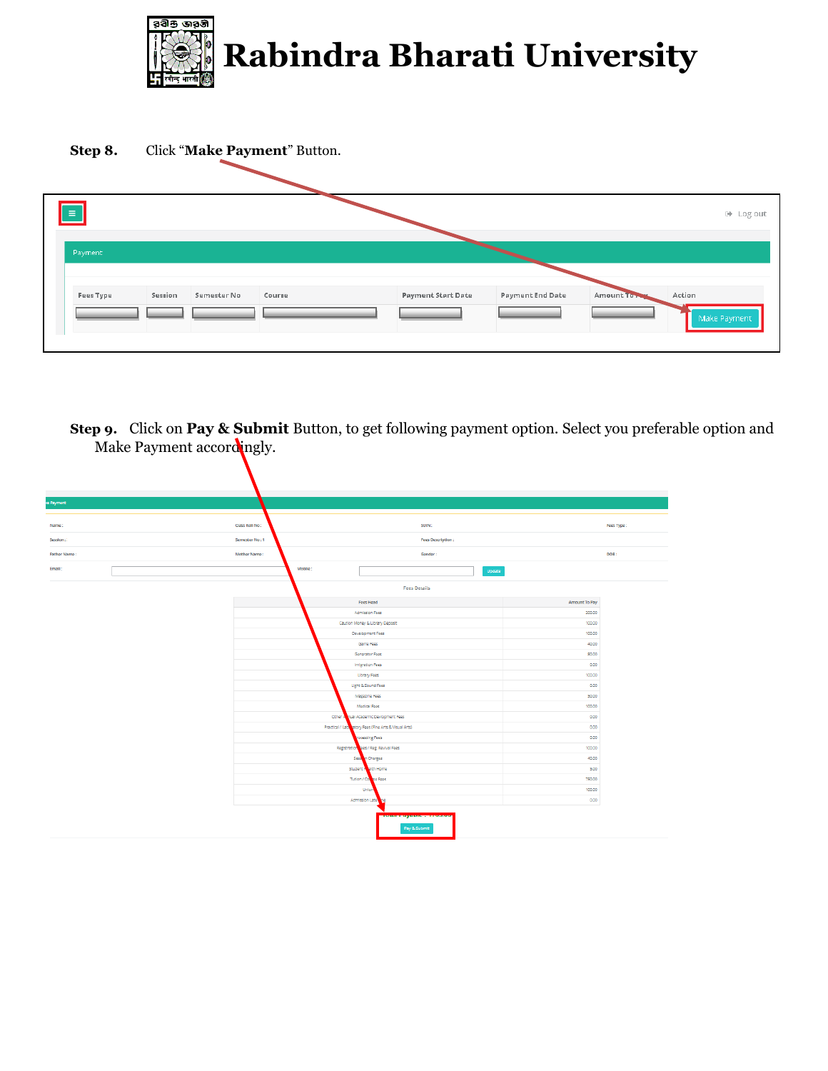# Rabindra Bharati University

**Step 8.** Click "**Make Payment**" Button.

| Fees Type | Session | Semester No | Course | Payment Start Date | Payment End Date | Amount To Pay | Action |
|---|---|---|---|---|---|---|---|
| | | | | | | | Make Payment |

**Step 9.** Click on **Pay & Submit** Button, to get following payment option. Select you preferable option and Make Payment accordingly.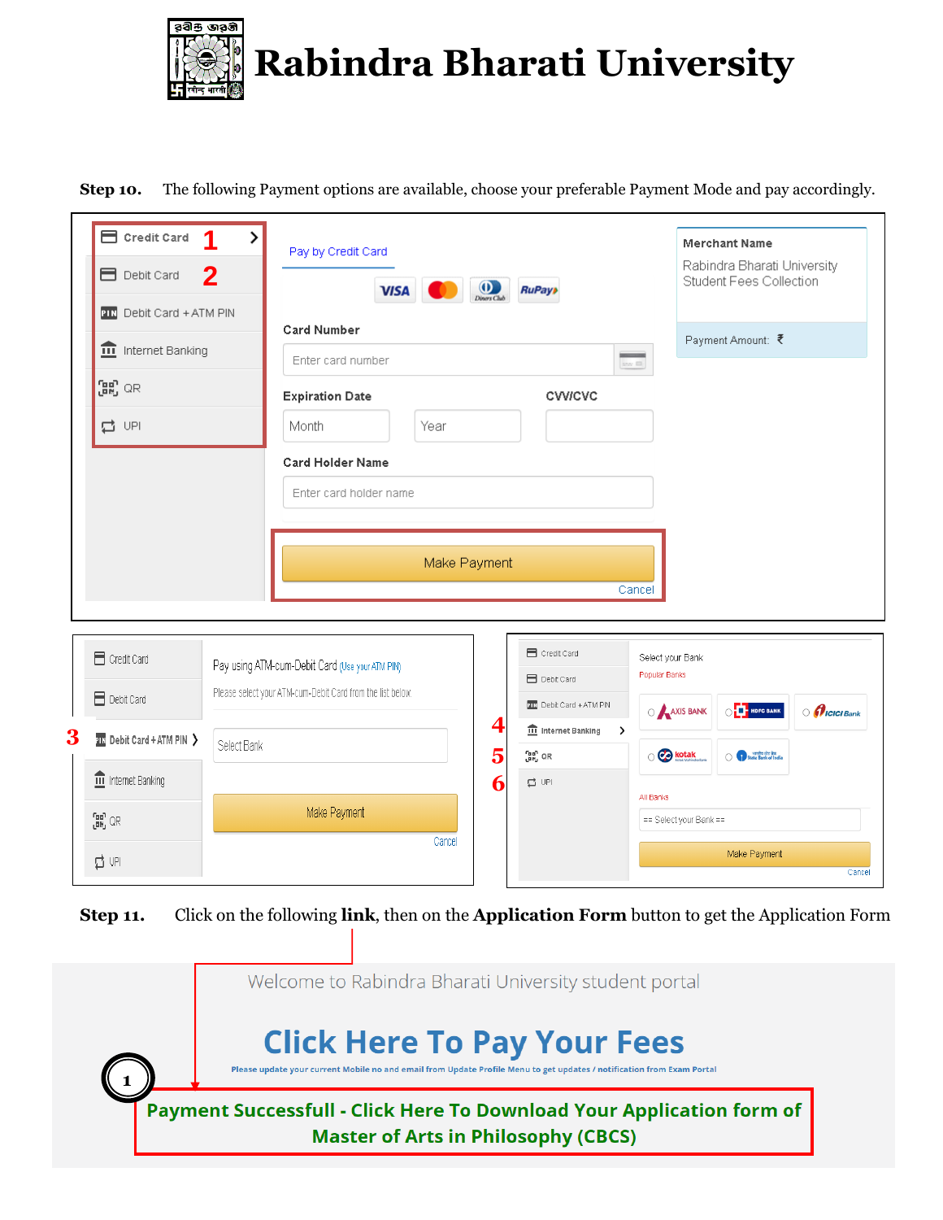# Rabindra Bharati University

**Step 10.** The following Payment options are available, choose your preferable Payment Mode and pay accordingly.

Credit Card 1
Debit Card 2
Debit Card + ATM PIN
Internet Banking
QR
UPI

Pay by Credit Card

Card Number

Enter card number

Expiration Date

Month Year

CVV/CVC

Card Holder Name

Enter card holder name

Make Payment

Cancel

Merchant Name

Rabindra Bharati University Student Fees Collection

Payment Amount: ₹

Credit Card
Debit Card
3 Debit Card + ATM PIN
Internet Banking
QR
UPI

Pay using ATM-cum-Debit Card (Use your ATM PIN)

Please select your ATM-cum-Debit Card from the list below.

Select Bank

Make Payment

Cancel

Credit Card
Debit Card
Debit Card + ATM PIN
4 Internet Banking
5 QR
6 UPI

Select your Bank

Popular Banks

AXIS BANK, HDFC BANK, ICICI Bank, kotak, State Bank of India

All Banks

== Select your Bank ==

Make Payment

Cancel

**Step 11.** Click on the following **link**, then on the **Application Form** button to get the Application Form

Welcome to Rabindra Bharati University student portal

**Click Here To Pay Your Fees**

Please update your current Mobile no and email from Update Profile Menu to get updates / notification from Exam Portal

1 **Payment Successfull - Click Here To Download Your Application form of Master of Arts in Philosophy (CBCS)**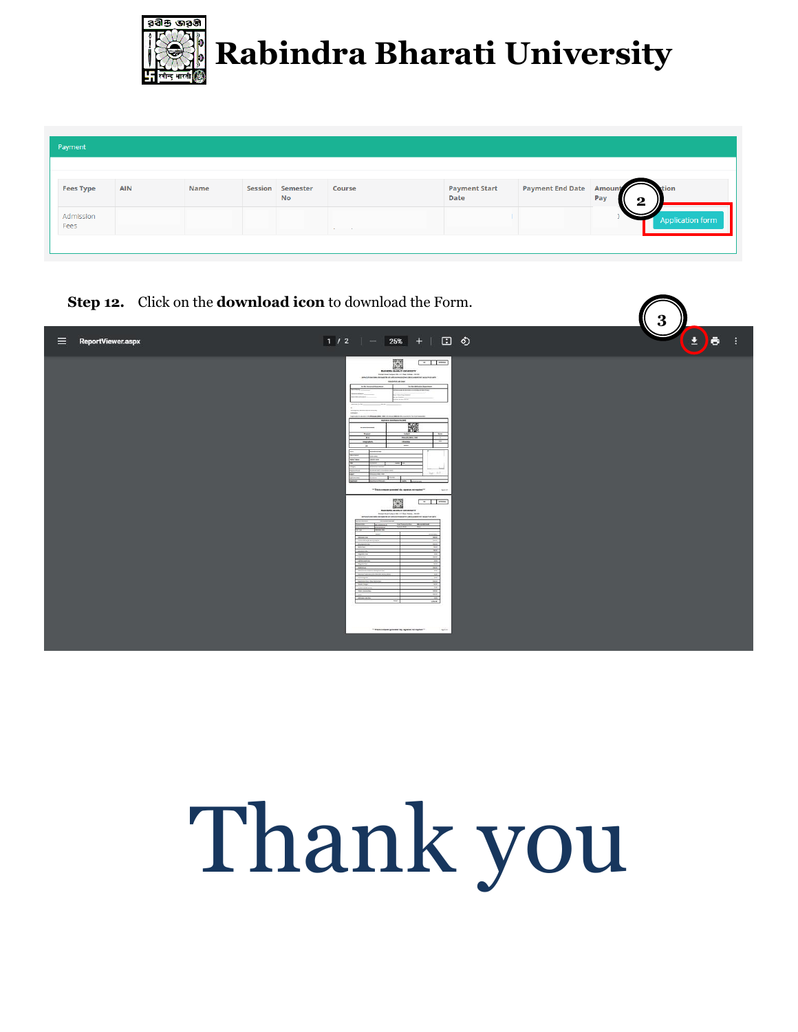# Rabindra Bharati University

| Fees Type | AIN | Name | Session | Semester No | Course | Payment Start Date | Payment End Date | Amount Pay | Action |
|---|---|---|---|---|---|---|---|---|---|
| Admission Fees | | | | | | | | | Application form |

**Step 12.** Click on the **download icon** to download the Form.

# Thank you